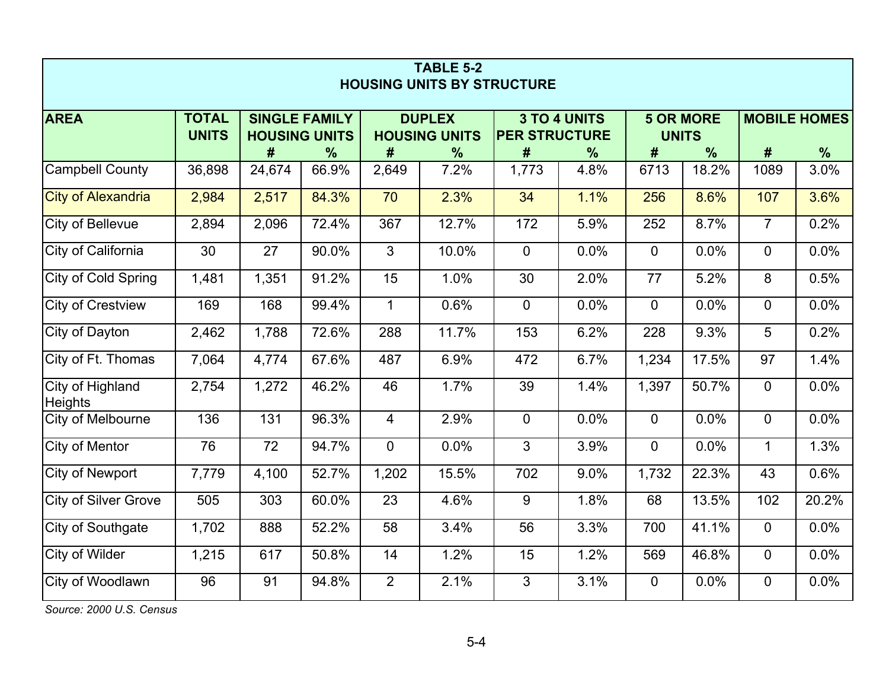**TABLE 5-2**
**HOUSING UNITS BY STRUCTURE**

| AREA | TOTAL UNITS | SINGLE FAMILY HOUSING UNITS | | DUPLEX HOUSING UNITS | | 3 TO 4 UNITS PER STRUCTURE | | 5 OR MORE UNITS | | MOBILE HOMES | |
|---|---|---|---|---|---|---|---|---|---|---|---|
| | | # | % | # | % | # | % | # | % | # | % |
| Campbell County | 36,898 | 24,674 | 66.9% | 2,649 | 7.2% | 1,773 | 4.8% | 6713 | 18.2% | 1089 | 3.0% |
| City of Alexandria | 2,984 | 2,517 | 84.3% | 70 | 2.3% | 34 | 1.1% | 256 | 8.6% | 107 | 3.6% |
| City of Bellevue | 2,894 | 2,096 | 72.4% | 367 | 12.7% | 172 | 5.9% | 252 | 8.7% | 7 | 0.2% |
| City of California | 30 | 27 | 90.0% | 3 | 10.0% | 0 | 0.0% | 0 | 0.0% | 0 | 0.0% |
| City of Cold Spring | 1,481 | 1,351 | 91.2% | 15 | 1.0% | 30 | 2.0% | 77 | 5.2% | 8 | 0.5% |
| City of Crestview | 169 | 168 | 99.4% | 1 | 0.6% | 0 | 0.0% | 0 | 0.0% | 0 | 0.0% |
| City of Dayton | 2,462 | 1,788 | 72.6% | 288 | 11.7% | 153 | 6.2% | 228 | 9.3% | 5 | 0.2% |
| City of Ft. Thomas | 7,064 | 4,774 | 67.6% | 487 | 6.9% | 472 | 6.7% | 1,234 | 17.5% | 97 | 1.4% |
| City of Highland Heights | 2,754 | 1,272 | 46.2% | 46 | 1.7% | 39 | 1.4% | 1,397 | 50.7% | 0 | 0.0% |
| City of Melbourne | 136 | 131 | 96.3% | 4 | 2.9% | 0 | 0.0% | 0 | 0.0% | 0 | 0.0% |
| City of Mentor | 76 | 72 | 94.7% | 0 | 0.0% | 3 | 3.9% | 0 | 0.0% | 1 | 1.3% |
| City of Newport | 7,779 | 4,100 | 52.7% | 1,202 | 15.5% | 702 | 9.0% | 1,732 | 22.3% | 43 | 0.6% |
| City of Silver Grove | 505 | 303 | 60.0% | 23 | 4.6% | 9 | 1.8% | 68 | 13.5% | 102 | 20.2% |
| City of Southgate | 1,702 | 888 | 52.2% | 58 | 3.4% | 56 | 3.3% | 700 | 41.1% | 0 | 0.0% |
| City of Wilder | 1,215 | 617 | 50.8% | 14 | 1.2% | 15 | 1.2% | 569 | 46.8% | 0 | 0.0% |
| City of Woodlawn | 96 | 91 | 94.8% | 2 | 2.1% | 3 | 3.1% | 0 | 0.0% | 0 | 0.0% |

*Source: 2000 U.S. Census*